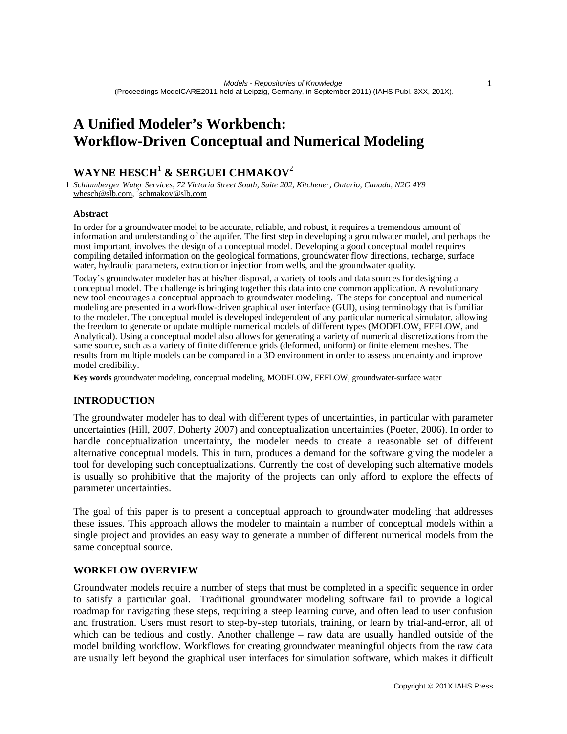# A Unified Modeler's Workbench: Workflow-Driven Conceptual and Numerical Modeling

**WAYNE HESCH**[1] **& SERGUEI CHMAKOV**[2]

1 *Schlumberger Water Services, 72 Victoria Street South, Suite 202, Kitchener, Ontario, Canada, N2G 4Y9*
whesch@slb.com, [2]schmakov@slb.com

### Abstract

In order for a groundwater model to be accurate, reliable, and robust, it requires a tremendous amount of information and understanding of the aquifer. The first step in developing a groundwater model, and perhaps the most important, involves the design of a conceptual model. Developing a good conceptual model requires compiling detailed information on the geological formations, groundwater flow directions, recharge, surface water, hydraulic parameters, extraction or injection from wells, and the groundwater quality.

Today's groundwater modeler has at his/her disposal, a variety of tools and data sources for designing a conceptual model. The challenge is bringing together this data into one common application. A revolutionary new tool encourages a conceptual approach to groundwater modeling. The steps for conceptual and numerical modeling are presented in a workflow-driven graphical user interface (GUI), using terminology that is familiar to the modeler. The conceptual model is developed independent of any particular numerical simulator, allowing the freedom to generate or update multiple numerical models of different types (MODFLOW, FEFLOW, and Analytical). Using a conceptual model also allows for generating a variety of numerical discretizations from the same source, such as a variety of finite difference grids (deformed, uniform) or finite element meshes. The results from multiple models can be compared in a 3D environment in order to assess uncertainty and improve model credibility.

**Key words** groundwater modeling, conceptual modeling, MODFLOW, FEFLOW, groundwater-surface water

## INTRODUCTION

The groundwater modeler has to deal with different types of uncertainties, in particular with parameter uncertainties (Hill, 2007, Doherty 2007) and conceptualization uncertainties (Poeter, 2006). In order to handle conceptualization uncertainty, the modeler needs to create a reasonable set of different alternative conceptual models. This in turn, produces a demand for the software giving the modeler a tool for developing such conceptualizations. Currently the cost of developing such alternative models is usually so prohibitive that the majority of the projects can only afford to explore the effects of parameter uncertainties.

The goal of this paper is to present a conceptual approach to groundwater modeling that addresses these issues. This approach allows the modeler to maintain a number of conceptual models within a single project and provides an easy way to generate a number of different numerical models from the same conceptual source.

## WORKFLOW OVERVIEW

Groundwater models require a number of steps that must be completed in a specific sequence in order to satisfy a particular goal. Traditional groundwater modeling software fail to provide a logical roadmap for navigating these steps, requiring a steep learning curve, and often lead to user confusion and frustration. Users must resort to step-by-step tutorials, training, or learn by trial-and-error, all of which can be tedious and costly. Another challenge – raw data are usually handled outside of the model building workflow. Workflows for creating groundwater meaningful objects from the raw data are usually left beyond the graphical user interfaces for simulation software, which makes it difficult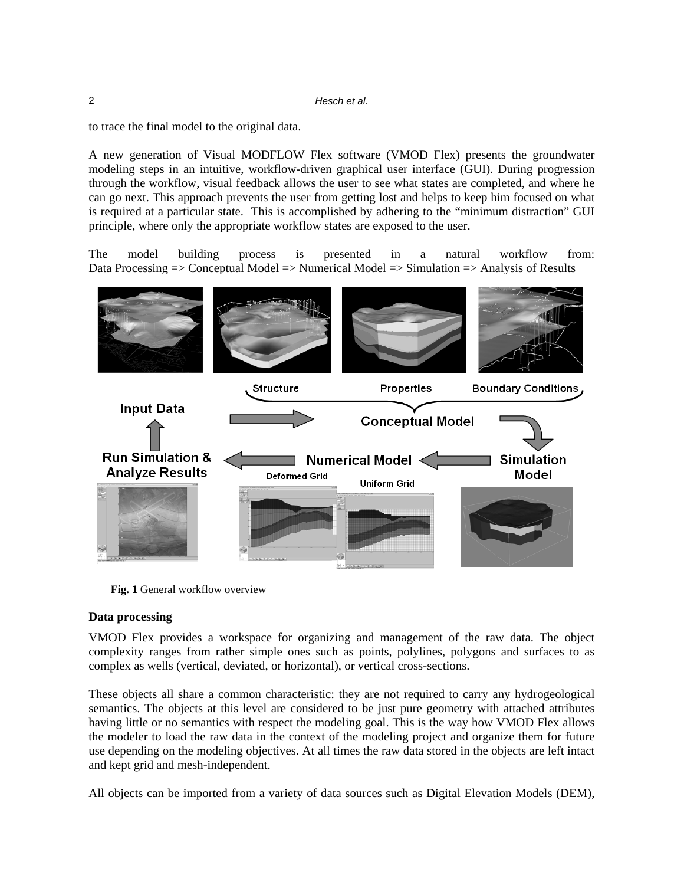to trace the final model to the original data.

A new generation of Visual MODFLOW Flex software (VMOD Flex) presents the groundwater modeling steps in an intuitive, workflow-driven graphical user interface (GUI). During progression through the workflow, visual feedback allows the user to see what states are completed, and where he can go next. This approach prevents the user from getting lost and helps to keep him focused on what is required at a particular state. This is accomplished by adhering to the "minimum distraction" GUI principle, where only the appropriate workflow states are exposed to the user.

The model building process is presented in a natural workflow from: Data Processing => Conceptual Model => Numerical Model => Simulation => Analysis of Results

**Fig. 1** General workflow overview

**Data processing**

VMOD Flex provides a workspace for organizing and management of the raw data. The object complexity ranges from rather simple ones such as points, polylines, polygons and surfaces to as complex as wells (vertical, deviated, or horizontal), or vertical cross-sections.

These objects all share a common characteristic: they are not required to carry any hydrogeological semantics. The objects at this level are considered to be just pure geometry with attached attributes having little or no semantics with respect the modeling goal. This is the way how VMOD Flex allows the modeler to load the raw data in the context of the modeling project and organize them for future use depending on the modeling objectives. At all times the raw data stored in the objects are left intact and kept grid and mesh-independent.

All objects can be imported from a variety of data sources such as Digital Elevation Models (DEM),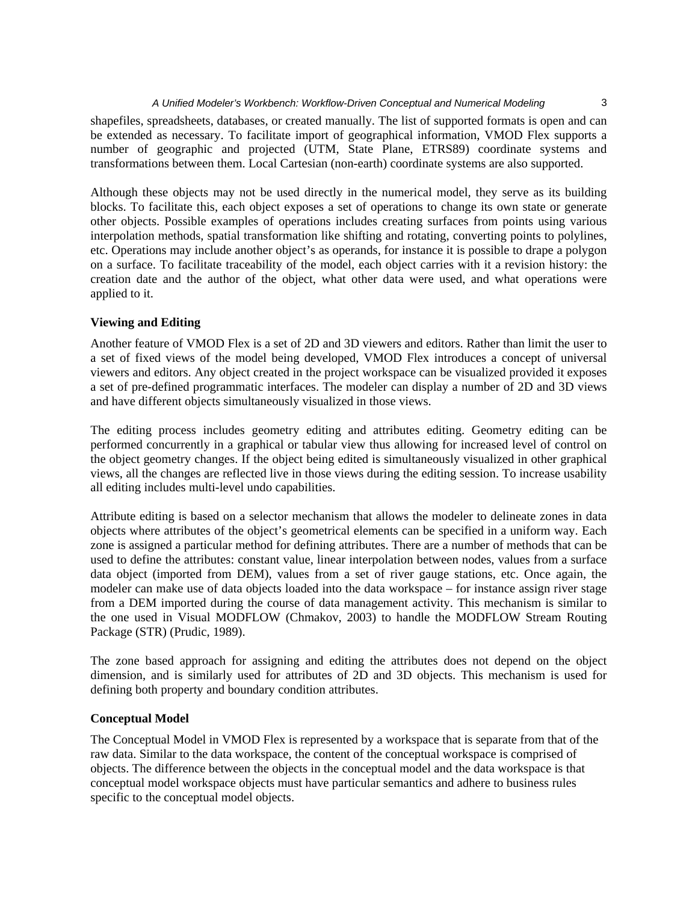shapefiles, spreadsheets, databases, or created manually. The list of supported formats is open and can be extended as necessary. To facilitate import of geographical information, VMOD Flex supports a number of geographic and projected (UTM, State Plane, ETRS89) coordinate systems and transformations between them. Local Cartesian (non-earth) coordinate systems are also supported.

Although these objects may not be used directly in the numerical model, they serve as its building blocks. To facilitate this, each object exposes a set of operations to change its own state or generate other objects. Possible examples of operations includes creating surfaces from points using various interpolation methods, spatial transformation like shifting and rotating, converting points to polylines, etc. Operations may include another object's as operands, for instance it is possible to drape a polygon on a surface. To facilitate traceability of the model, each object carries with it a revision history: the creation date and the author of the object, what other data were used, and what operations were applied to it.

**Viewing and Editing**

Another feature of VMOD Flex is a set of 2D and 3D viewers and editors. Rather than limit the user to a set of fixed views of the model being developed, VMOD Flex introduces a concept of universal viewers and editors. Any object created in the project workspace can be visualized provided it exposes a set of pre-defined programmatic interfaces. The modeler can display a number of 2D and 3D views and have different objects simultaneously visualized in those views.

The editing process includes geometry editing and attributes editing. Geometry editing can be performed concurrently in a graphical or tabular view thus allowing for increased level of control on the object geometry changes. If the object being edited is simultaneously visualized in other graphical views, all the changes are reflected live in those views during the editing session. To increase usability all editing includes multi-level undo capabilities.

Attribute editing is based on a selector mechanism that allows the modeler to delineate zones in data objects where attributes of the object's geometrical elements can be specified in a uniform way. Each zone is assigned a particular method for defining attributes. There are a number of methods that can be used to define the attributes: constant value, linear interpolation between nodes, values from a surface data object (imported from DEM), values from a set of river gauge stations, etc. Once again, the modeler can make use of data objects loaded into the data workspace – for instance assign river stage from a DEM imported during the course of data management activity. This mechanism is similar to the one used in Visual MODFLOW (Chmakov, 2003) to handle the MODFLOW Stream Routing Package (STR) (Prudic, 1989).

The zone based approach for assigning and editing the attributes does not depend on the object dimension, and is similarly used for attributes of 2D and 3D objects. This mechanism is used for defining both property and boundary condition attributes.

**Conceptual Model**

The Conceptual Model in VMOD Flex is represented by a workspace that is separate from that of the raw data. Similar to the data workspace, the content of the conceptual workspace is comprised of objects. The difference between the objects in the conceptual model and the data workspace is that conceptual model workspace objects must have particular semantics and adhere to business rules specific to the conceptual model objects.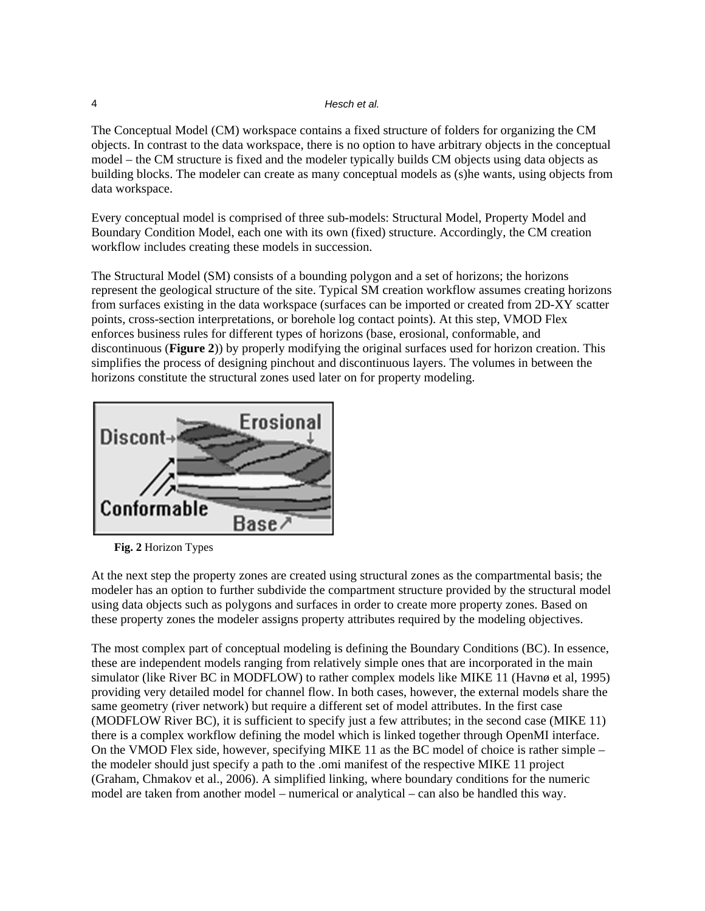The Conceptual Model (CM) workspace contains a fixed structure of folders for organizing the CM objects. In contrast to the data workspace, there is no option to have arbitrary objects in the conceptual model – the CM structure is fixed and the modeler typically builds CM objects using data objects as building blocks. The modeler can create as many conceptual models as (s)he wants, using objects from data workspace.

Every conceptual model is comprised of three sub-models: Structural Model, Property Model and Boundary Condition Model, each one with its own (fixed) structure. Accordingly, the CM creation workflow includes creating these models in succession.

The Structural Model (SM) consists of a bounding polygon and a set of horizons; the horizons represent the geological structure of the site. Typical SM creation workflow assumes creating horizons from surfaces existing in the data workspace (surfaces can be imported or created from 2D-XY scatter points, cross-section interpretations, or borehole log contact points). At this step, VMOD Flex enforces business rules for different types of horizons (base, erosional, conformable, and discontinuous (**Figure 2**)) by properly modifying the original surfaces used for horizon creation. This simplifies the process of designing pinchout and discontinuous layers. The volumes in between the horizons constitute the structural zones used later on for property modeling.

**Fig. 2** Horizon Types

At the next step the property zones are created using structural zones as the compartmental basis; the modeler has an option to further subdivide the compartment structure provided by the structural model using data objects such as polygons and surfaces in order to create more property zones. Based on these property zones the modeler assigns property attributes required by the modeling objectives.

The most complex part of conceptual modeling is defining the Boundary Conditions (BC). In essence, these are independent models ranging from relatively simple ones that are incorporated in the main simulator (like River BC in MODFLOW) to rather complex models like MIKE 11 (Havnø et al, 1995) providing very detailed model for channel flow. In both cases, however, the external models share the same geometry (river network) but require a different set of model attributes. In the first case (MODFLOW River BC), it is sufficient to specify just a few attributes; in the second case (MIKE 11) there is a complex workflow defining the model which is linked together through OpenMI interface. On the VMOD Flex side, however, specifying MIKE 11 as the BC model of choice is rather simple – the modeler should just specify a path to the .omi manifest of the respective MIKE 11 project (Graham, Chmakov et al., 2006). A simplified linking, where boundary conditions for the numeric model are taken from another model – numerical or analytical – can also be handled this way.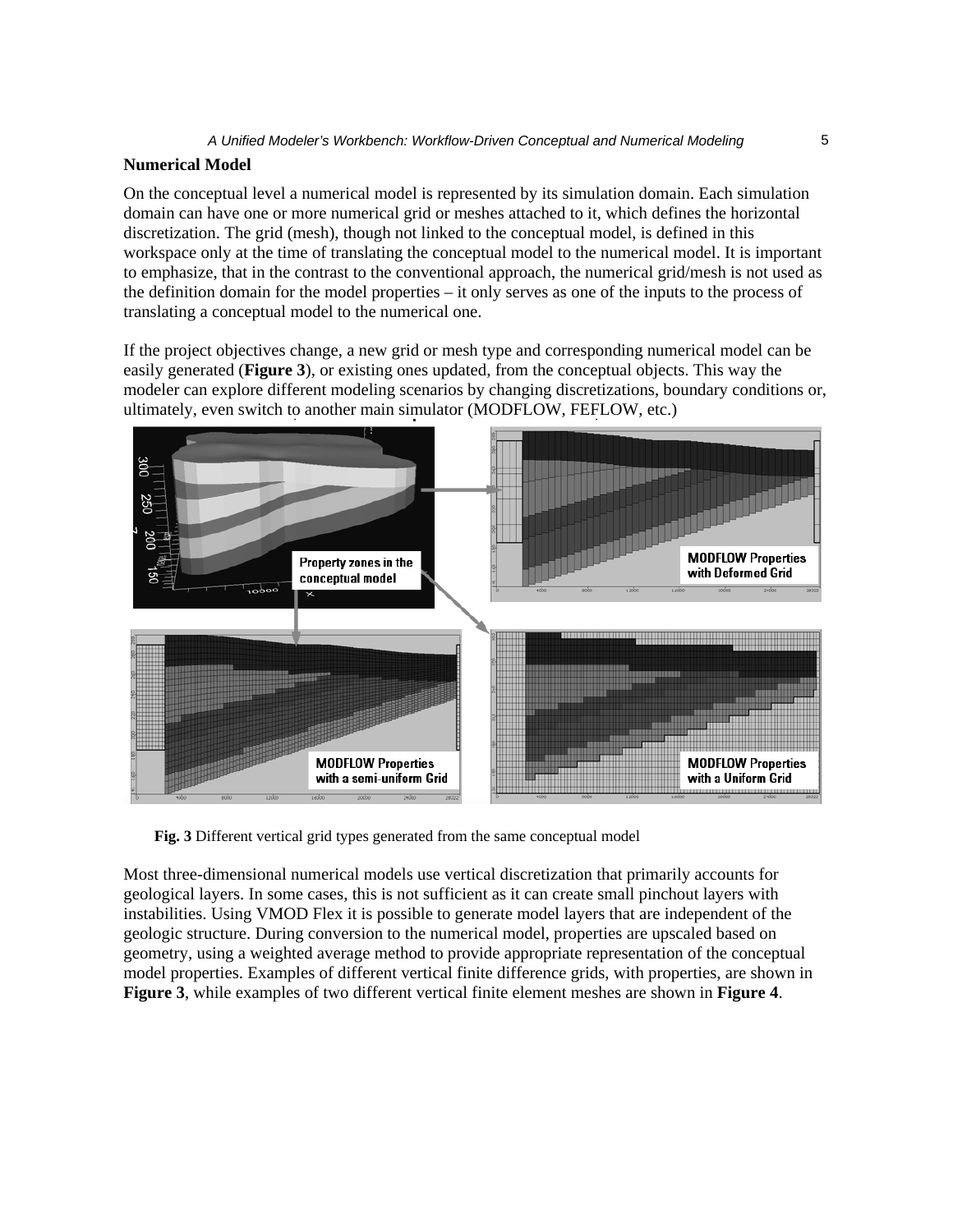## Numerical Model

On the conceptual level a numerical model is represented by its simulation domain. Each simulation domain can have one or more numerical grid or meshes attached to it, which defines the horizontal discretization. The grid (mesh), though not linked to the conceptual model, is defined in this workspace only at the time of translating the conceptual model to the numerical model. It is important to emphasize, that in the contrast to the conventional approach, the numerical grid/mesh is not used as the definition domain for the model properties – it only serves as one of the inputs to the process of translating a conceptual model to the numerical one.

If the project objectives change, a new grid or mesh type and corresponding numerical model can be easily generated (**Figure 3**), or existing ones updated, from the conceptual objects. This way the modeler can explore different modeling scenarios by changing discretizations, boundary conditions or, ultimately, even switch to another main simulator (MODFLOW, FEFLOW, etc.)

**Fig. 3** Different vertical grid types generated from the same conceptual model

Most three-dimensional numerical models use vertical discretization that primarily accounts for geological layers. In some cases, this is not sufficient as it can create small pinchout layers with instabilities. Using VMOD Flex it is possible to generate model layers that are independent of the geologic structure. During conversion to the numerical model, properties are upscaled based on geometry, using a weighted average method to provide appropriate representation of the conceptual model properties. Examples of different vertical finite difference grids, with properties, are shown in **Figure 3**, while examples of two different vertical finite element meshes are shown in **Figure 4**.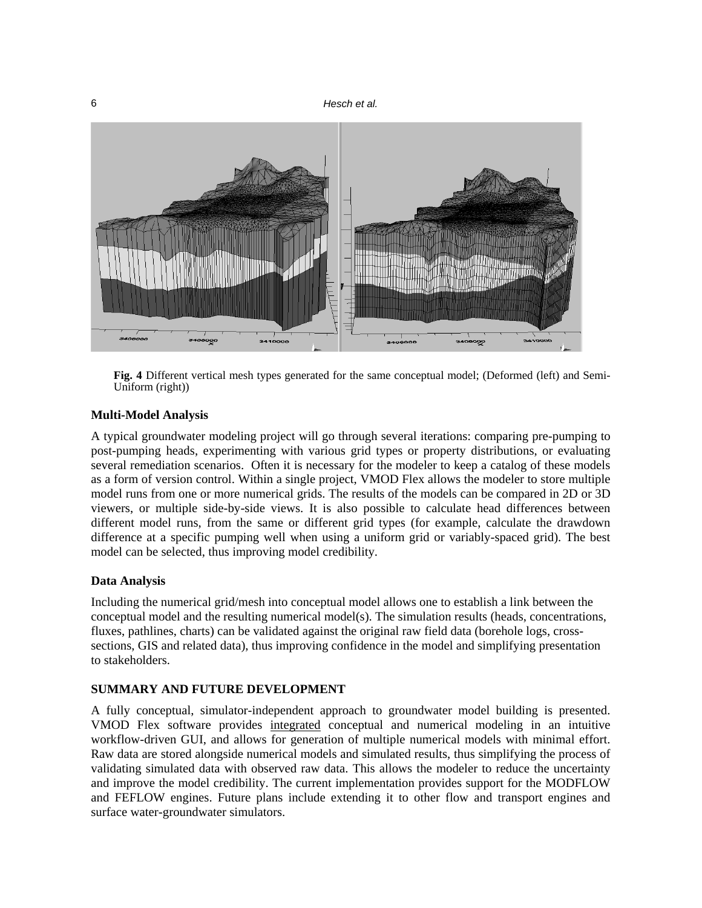**Fig. 4** Different vertical mesh types generated for the same conceptual model; (Deformed (left) and Semi-Uniform (right))

### Multi-Model Analysis

A typical groundwater modeling project will go through several iterations: comparing pre-pumping to post-pumping heads, experimenting with various grid types or property distributions, or evaluating several remediation scenarios. Often it is necessary for the modeler to keep a catalog of these models as a form of version control. Within a single project, VMOD Flex allows the modeler to store multiple model runs from one or more numerical grids. The results of the models can be compared in 2D or 3D viewers, or multiple side-by-side views. It is also possible to calculate head differences between different model runs, from the same or different grid types (for example, calculate the drawdown difference at a specific pumping well when using a uniform grid or variably-spaced grid). The best model can be selected, thus improving model credibility.

### Data Analysis

Including the numerical grid/mesh into conceptual model allows one to establish a link between the conceptual model and the resulting numerical model(s). The simulation results (heads, concentrations, fluxes, pathlines, charts) can be validated against the original raw field data (borehole logs, cross-sections, GIS and related data), thus improving confidence in the model and simplifying presentation to stakeholders.

## SUMMARY AND FUTURE DEVELOPMENT

A fully conceptual, simulator-independent approach to groundwater model building is presented. VMOD Flex software provides integrated conceptual and numerical modeling in an intuitive workflow-driven GUI, and allows for generation of multiple numerical models with minimal effort. Raw data are stored alongside numerical models and simulated results, thus simplifying the process of validating simulated data with observed raw data. This allows the modeler to reduce the uncertainty and improve the model credibility. The current implementation provides support for the MODFLOW and FEFLOW engines. Future plans include extending it to other flow and transport engines and surface water-groundwater simulators.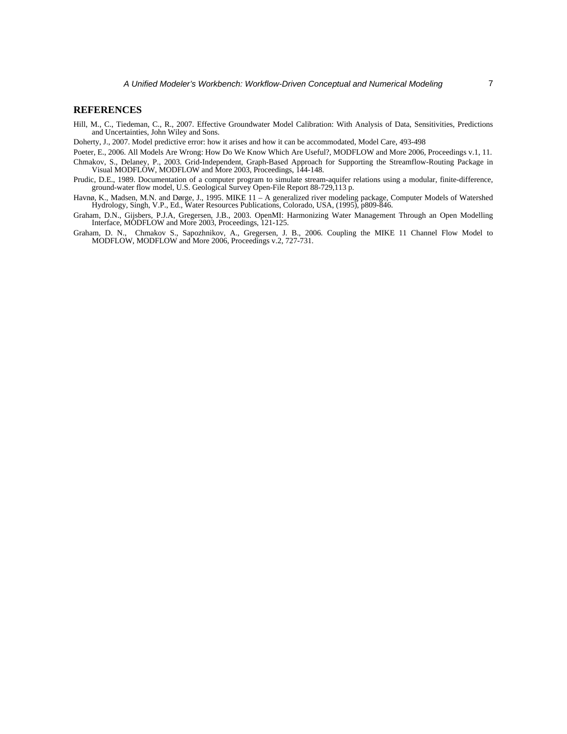## REFERENCES

Hill, M., C., Tiedeman, C., R., 2007. Effective Groundwater Model Calibration: With Analysis of Data, Sensitivities, Predictions and Uncertainties, John Wiley and Sons.

Doherty, J., 2007. Model predictive error: how it arises and how it can be accommodated, Model Care, 493-498

Poeter, E., 2006. All Models Are Wrong: How Do We Know Which Are Useful?, MODFLOW and More 2006, Proceedings v.1, 11.

Chmakov, S., Delaney, P., 2003. Grid-Independent, Graph-Based Approach for Supporting the Streamflow-Routing Package in Visual MODFLOW, MODFLOW and More 2003, Proceedings, 144-148.

Prudic, D.E., 1989. Documentation of a computer program to simulate stream-aquifer relations using a modular, finite-difference, ground-water flow model, U.S. Geological Survey Open-File Report 88-729,113 p.

Havnø, K., Madsen, M.N. and Dørge, J., 1995. MIKE 11 – A generalized river modeling package, Computer Models of Watershed Hydrology, Singh, V.P., Ed., Water Resources Publications, Colorado, USA, (1995), p809-846.

Graham, D.N., Gijsbers, P.J.A, Gregersen, J.B., 2003. OpenMI: Harmonizing Water Management Through an Open Modelling Interface, MODFLOW and More 2003, Proceedings, 121-125.

Graham, D. N., Chmakov S., Sapozhnikov, A., Gregersen, J. B., 2006. Coupling the MIKE 11 Channel Flow Model to MODFLOW, MODFLOW and More 2006, Proceedings v.2, 727-731.